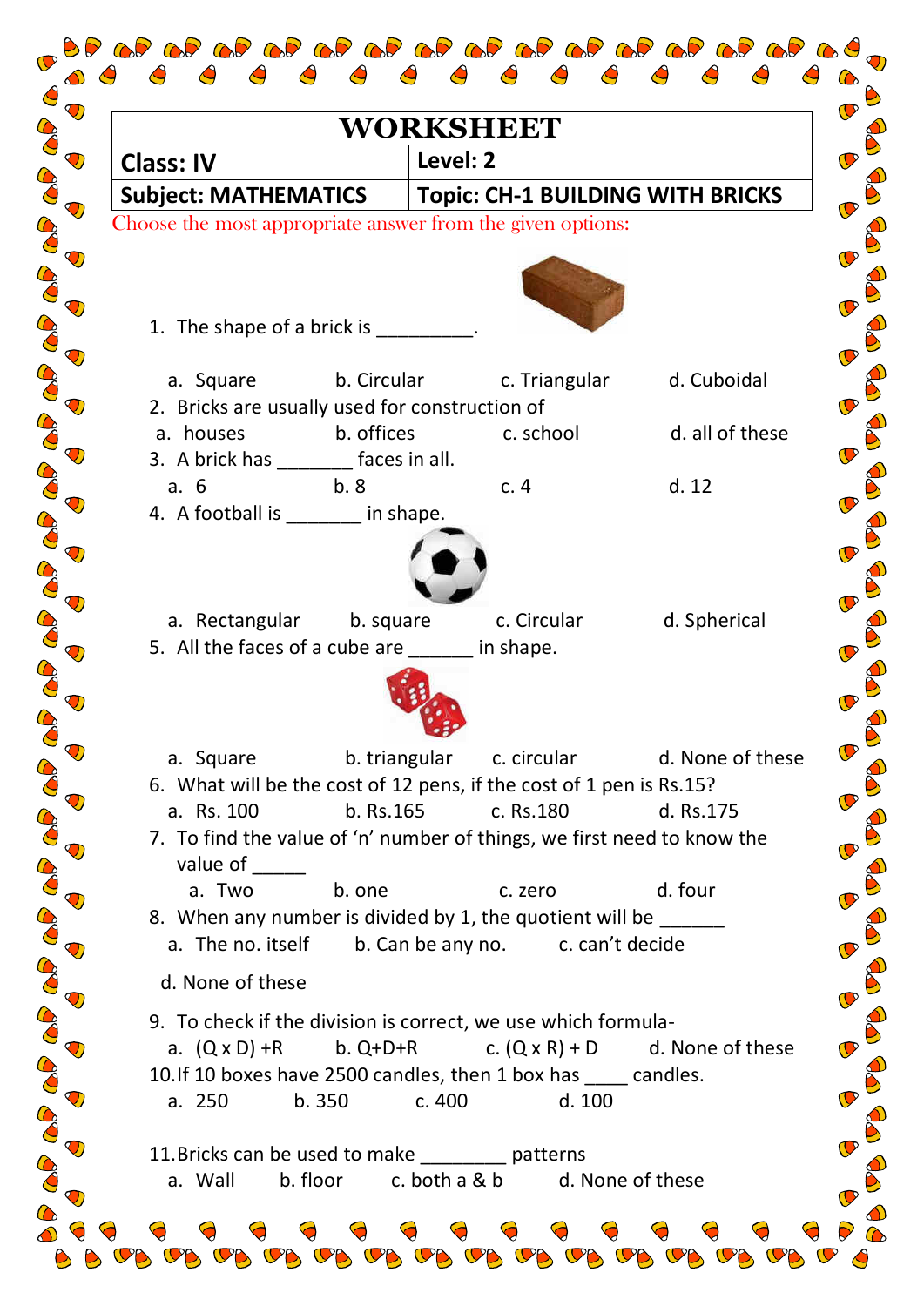# WORKSHEET

| Class: IV | Level: 2 |
|---|---|
| Subject: MATHEMATICS | Topic: CH-1 BUILDING WITH BRICKS |

Choose the most appropriate answer from the given options:

1. The shape of a brick is _________.

   a. Square  b. Circular  c. Triangular  d. Cuboidal

2. Bricks are usually used for construction of

   a. houses  b. offices  c. school  d. all of these

3. A brick has _______ faces in all.

   a. 6  b. 8  c. 4  d. 12

4. A football is _______ in shape.

   a. Rectangular  b. square  c. Circular  d. Spherical

5. All the faces of a cube are ______ in shape.

   a. Square  b. triangular  c. circular  d. None of these

6. What will be the cost of 12 pens, if the cost of 1 pen is Rs.15?

   a. Rs. 100  b. Rs.165  c. Rs.180  d. Rs.175

7. To find the value of 'n' number of things, we first need to know the value of _____

   a. Two  b. one  c. zero  d. four

8. When any number is divided by 1, the quotient will be ______

   a. The no. itself  b. Can be any no.  c. can't decide

   d. None of these

9. To check if the division is correct, we use which formula-

   a. (Q x D) +R  b. Q+D+R  c. (Q x R) + D  d. None of these

10. If 10 boxes have 2500 candles, then 1 box has ____ candles.

    a. 250  b. 350  c. 400  d. 100

11. Bricks can be used to make ________ patterns

    a. Wall  b. floor  c. both a & b  d. None of these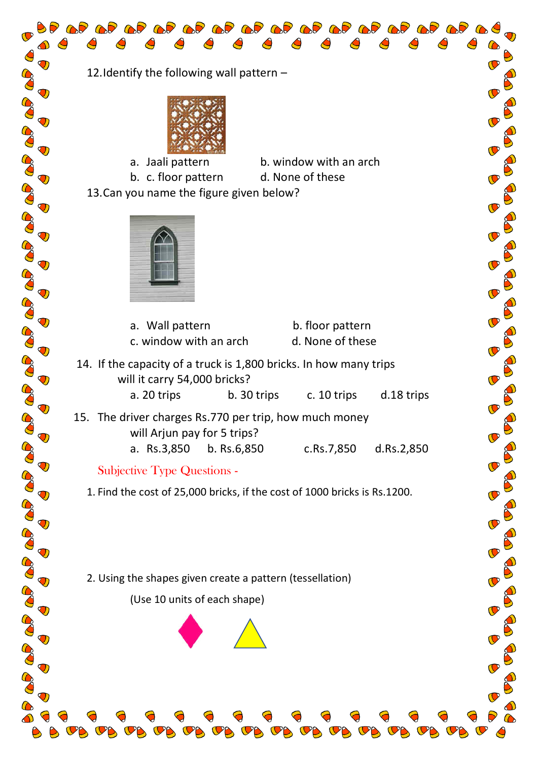12. Identify the following wall pattern –

a. Jaali pattern  b. window with an arch

b. c. floor pattern  d. None of these

13. Can you name the figure given below?

a. Wall pattern  b. floor pattern

c. window with an arch  d. None of these

14. If the capacity of a truck is 1,800 bricks. In how many trips will it carry 54,000 bricks?

a. 20 trips  b. 30 trips  c. 10 trips  d. 18 trips

15. The driver charges Rs.770 per trip, how much money will Arjun pay for 5 trips?

a. Rs.3,850  b. Rs.6,850  c. Rs.7,850  d. Rs.2,850

Subjective Type Questions -

1. Find the cost of 25,000 bricks, if the cost of 1000 bricks is Rs.1200.

2. Using the shapes given create a pattern (tessellation)

(Use 10 units of each shape)